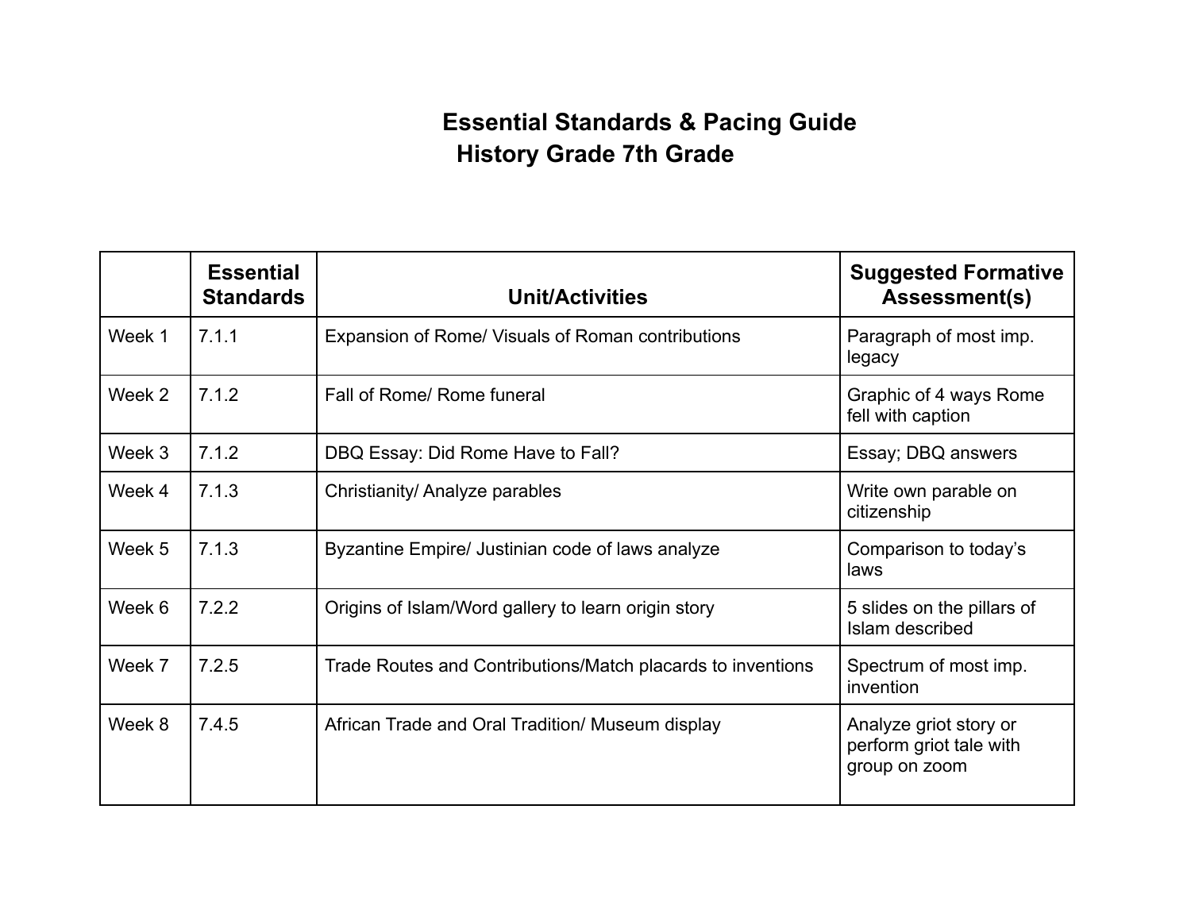# Essential Standards & Pacing Guide
## History Grade 7th Grade

| | Essential Standards | Unit/Activities | Suggested Formative Assessment(s) |
|---|---|---|---|
| Week 1 | 7.1.1 | Expansion of Rome/ Visuals of Roman contributions | Paragraph of most imp. legacy |
| Week 2 | 7.1.2 | Fall of Rome/ Rome funeral | Graphic of 4 ways Rome fell with caption |
| Week 3 | 7.1.2 | DBQ Essay: Did Rome Have to Fall? | Essay; DBQ answers |
| Week 4 | 7.1.3 | Christianity/ Analyze parables | Write own parable on citizenship |
| Week 5 | 7.1.3 | Byzantine Empire/ Justinian code of laws analyze | Comparison to today's laws |
| Week 6 | 7.2.2 | Origins of Islam/Word gallery to learn origin story | 5 slides on the pillars of Islam described |
| Week 7 | 7.2.5 | Trade Routes and Contributions/Match placards to inventions | Spectrum of most imp. invention |
| Week 8 | 7.4.5 | African Trade and Oral Tradition/ Museum display | Analyze griot story or perform griot tale with group on zoom |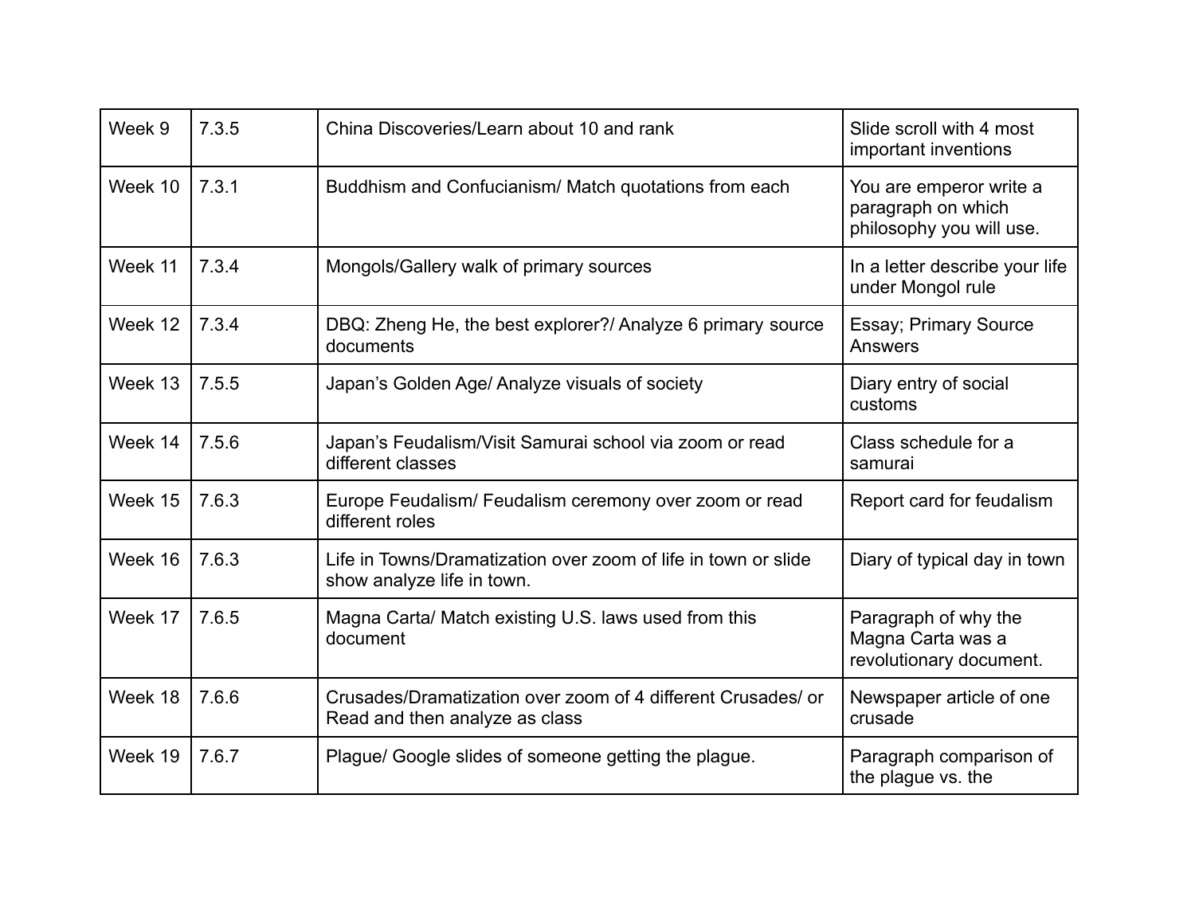| Week 9 | 7.3.5 | China Discoveries/Learn about 10 and rank | Slide scroll with 4 most important inventions |
|---|---|---|---|
| Week 10 | 7.3.1 | Buddhism and Confucianism/ Match quotations from each | You are emperor write a paragraph on which philosophy you will use. |
| Week 11 | 7.3.4 | Mongols/Gallery walk of primary sources | In a letter describe your life under Mongol rule |
| Week 12 | 7.3.4 | DBQ: Zheng He, the best explorer?/ Analyze 6 primary source documents | Essay; Primary Source Answers |
| Week 13 | 7.5.5 | Japan's Golden Age/ Analyze visuals of society | Diary entry of social customs |
| Week 14 | 7.5.6 | Japan's Feudalism/Visit Samurai school via zoom or read different classes | Class schedule for a samurai |
| Week 15 | 7.6.3 | Europe Feudalism/ Feudalism ceremony over zoom or read different roles | Report card for feudalism |
| Week 16 | 7.6.3 | Life in Towns/Dramatization over zoom of life in town or slide show analyze life in town. | Diary of typical day in town |
| Week 17 | 7.6.5 | Magna Carta/ Match existing U.S. laws used from this document | Paragraph of why the Magna Carta was a revolutionary document. |
| Week 18 | 7.6.6 | Crusades/Dramatization over zoom of 4 different Crusades/ or Read and then analyze as class | Newspaper article of one crusade |
| Week 19 | 7.6.7 | Plague/ Google slides of someone getting the plague. | Paragraph comparison of the plague vs. the |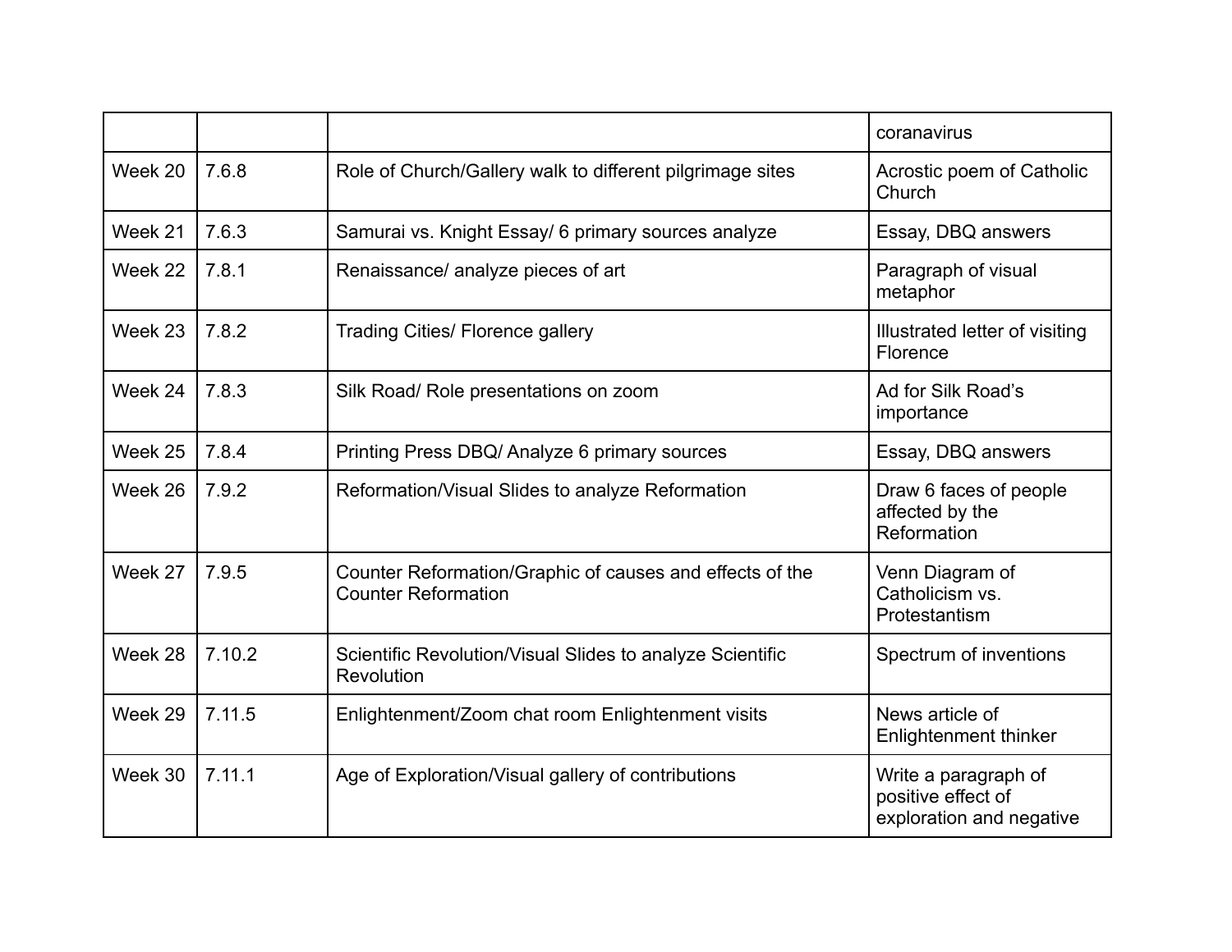| | | | |
|---|---|---|---|
| | | | coranavirus |
| Week 20 | 7.6.8 | Role of Church/Gallery walk to different pilgrimage sites | Acrostic poem of Catholic Church |
| Week 21 | 7.6.3 | Samurai vs. Knight Essay/ 6 primary sources analyze | Essay, DBQ answers |
| Week 22 | 7.8.1 | Renaissance/ analyze pieces of art | Paragraph of visual metaphor |
| Week 23 | 7.8.2 | Trading Cities/ Florence gallery | Illustrated letter of visiting Florence |
| Week 24 | 7.8.3 | Silk Road/ Role presentations on zoom | Ad for Silk Road's importance |
| Week 25 | 7.8.4 | Printing Press DBQ/ Analyze 6 primary sources | Essay, DBQ answers |
| Week 26 | 7.9.2 | Reformation/Visual Slides to analyze Reformation | Draw 6 faces of people affected by the Reformation |
| Week 27 | 7.9.5 | Counter Reformation/Graphic of causes and effects of the Counter Reformation | Venn Diagram of Catholicism vs. Protestantism |
| Week 28 | 7.10.2 | Scientific Revolution/Visual Slides to analyze Scientific Revolution | Spectrum of inventions |
| Week 29 | 7.11.5 | Enlightenment/Zoom chat room Enlightenment visits | News article of Enlightenment thinker |
| Week 30 | 7.11.1 | Age of Exploration/Visual gallery of contributions | Write a paragraph of positive effect of exploration and negative |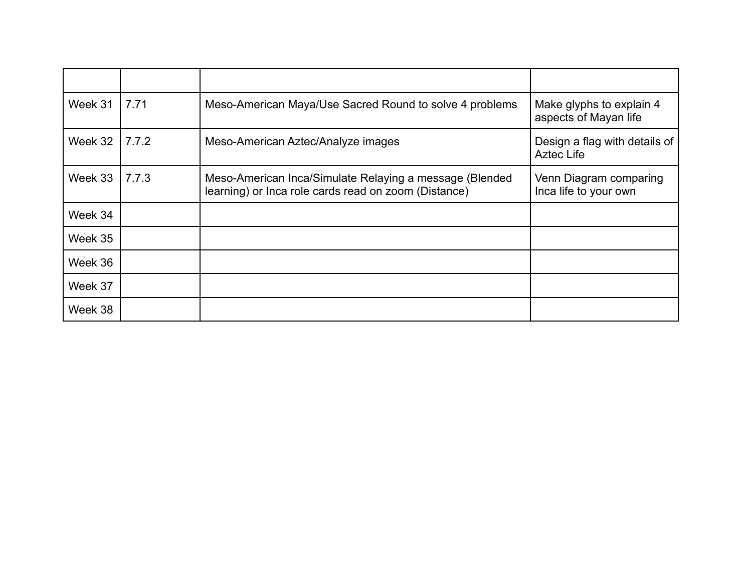| | | | |
|---|---|---|---|
| Week 31 | 7.71 | Meso-American Maya/Use Sacred Round to solve 4 problems | Make glyphs to explain 4 aspects of Mayan life |
| Week 32 | 7.7.2 | Meso-American Aztec/Analyze images | Design a flag with details of Aztec Life |
| Week 33 | 7.7.3 | Meso-American Inca/Simulate Relaying a message (Blended learning) or Inca role cards read on zoom (Distance) | Venn Diagram comparing Inca life to your own |
| Week 34 | | | |
| Week 35 | | | |
| Week 36 | | | |
| Week 37 | | | |
| Week 38 | | | |